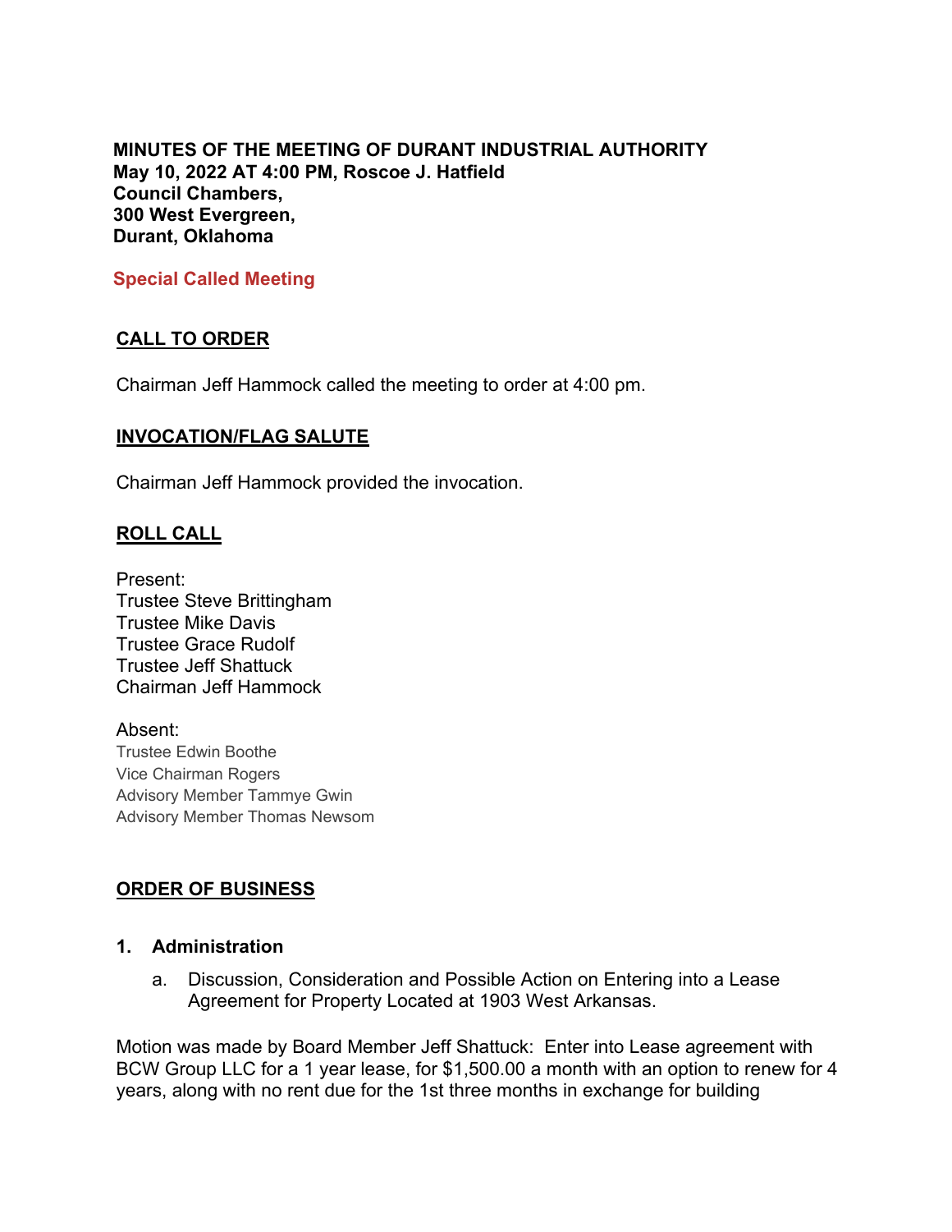**MINUTES OF THE MEETING OF DURANT INDUSTRIAL AUTHORITY**
**May 10, 2022 AT 4:00 PM, Roscoe J. Hatfield**
**Council Chambers,**
**300 West Evergreen,**
**Durant, Oklahoma**

**Special Called Meeting**

## CALL TO ORDER

Chairman Jeff Hammock called the meeting to order at 4:00 pm.

## INVOCATION/FLAG SALUTE

Chairman Jeff Hammock provided the invocation.

## ROLL CALL

Present:
Trustee Steve Brittingham
Trustee Mike Davis
Trustee Grace Rudolf
Trustee Jeff Shattuck
Chairman Jeff Hammock

Absent:
Trustee Edwin Boothe
Vice Chairman Rogers
Advisory Member Tammye Gwin
Advisory Member Thomas Newsom

## ORDER OF BUSINESS

### 1. Administration

a. Discussion, Consideration and Possible Action on Entering into a Lease Agreement for Property Located at 1903 West Arkansas.

Motion was made by Board Member Jeff Shattuck: Enter into Lease agreement with BCW Group LLC for a 1 year lease, for $1,500.00 a month with an option to renew for 4 years, along with no rent due for the 1st three months in exchange for building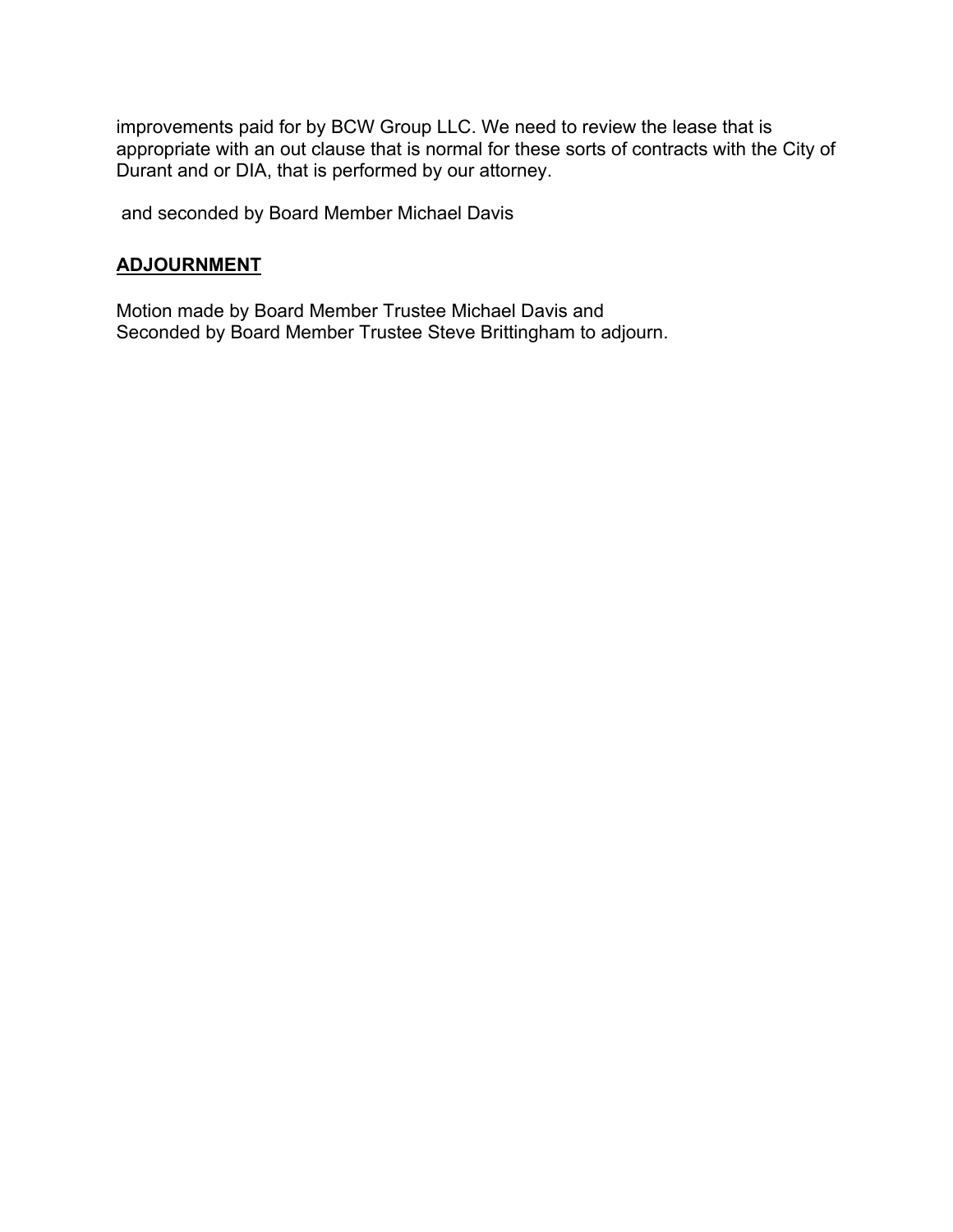improvements paid for by BCW Group LLC. We need to review the lease that is appropriate with an out clause that is normal for these sorts of contracts with the City of Durant and or DIA, that is performed by our attorney.

and seconded by Board Member Michael Davis

## **ADJOURNMENT**

Motion made by Board Member Trustee Michael Davis and
Seconded by Board Member Trustee Steve Brittingham to adjourn.